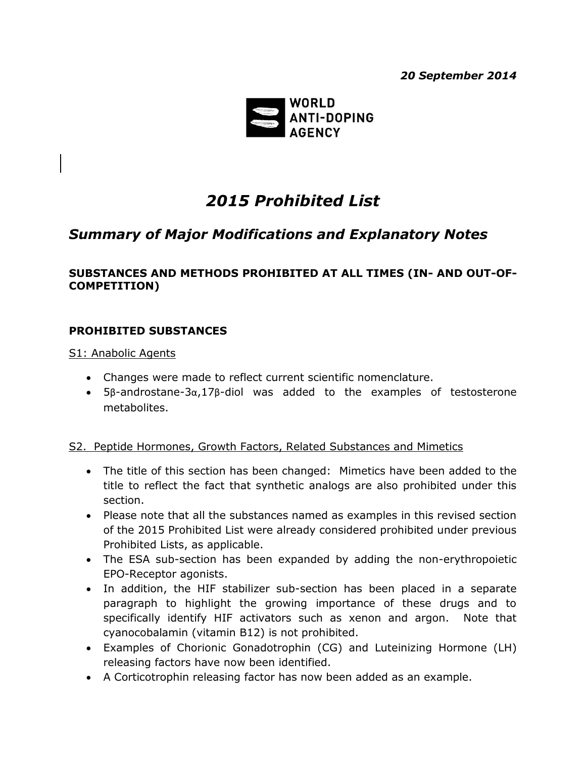*20 September 2014*

WORLD ANTI-DOPING AGENCY

# *2015 Prohibited List*

## *Summary of Major Modifications and Explanatory Notes*

**SUBSTANCES AND METHODS PROHIBITED AT ALL TIMES (IN- AND OUT-OF-COMPETITION)**

**PROHIBITED SUBSTANCES**

S1: Anabolic Agents

- Changes were made to reflect current scientific nomenclature.
- 5β-androstane-3α,17β-diol was added to the examples of testosterone metabolites.

S2. Peptide Hormones, Growth Factors, Related Substances and Mimetics

- The title of this section has been changed: Mimetics have been added to the title to reflect the fact that synthetic analogs are also prohibited under this section.
- Please note that all the substances named as examples in this revised section of the 2015 Prohibited List were already considered prohibited under previous Prohibited Lists, as applicable.
- The ESA sub-section has been expanded by adding the non-erythropoietic EPO-Receptor agonists.
- In addition, the HIF stabilizer sub-section has been placed in a separate paragraph to highlight the growing importance of these drugs and to specifically identify HIF activators such as xenon and argon. Note that cyanocobalamin (vitamin B12) is not prohibited.
- Examples of Chorionic Gonadotrophin (CG) and Luteinizing Hormone (LH) releasing factors have now been identified.
- A Corticotrophin releasing factor has now been added as an example.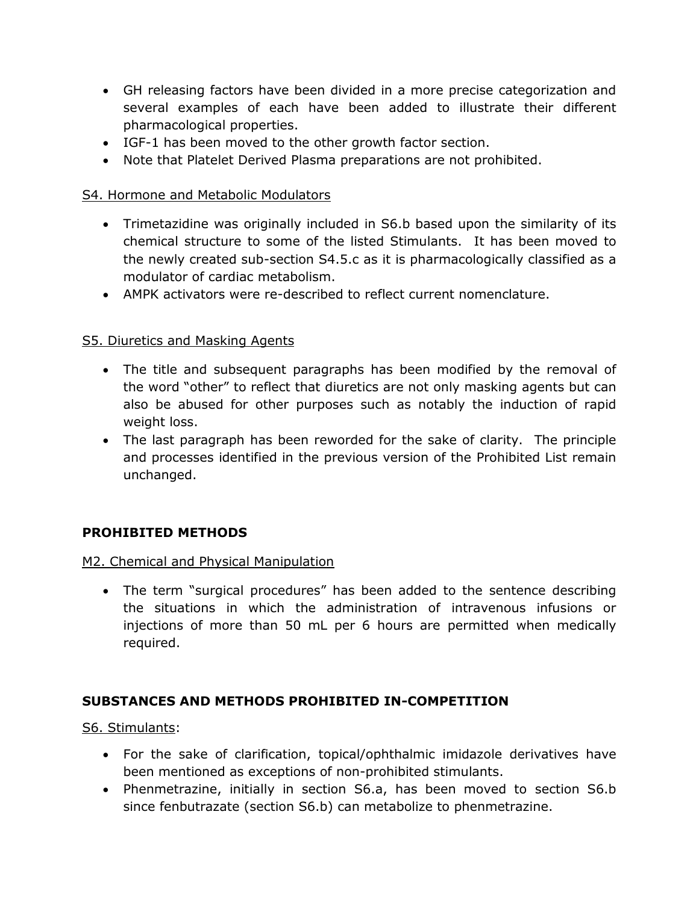- GH releasing factors have been divided in a more precise categorization and several examples of each have been added to illustrate their different pharmacological properties.
- IGF-1 has been moved to the other growth factor section.
- Note that Platelet Derived Plasma preparations are not prohibited.

S4. Hormone and Metabolic Modulators

- Trimetazidine was originally included in S6.b based upon the similarity of its chemical structure to some of the listed Stimulants. It has been moved to the newly created sub-section S4.5.c as it is pharmacologically classified as a modulator of cardiac metabolism.
- AMPK activators were re-described to reflect current nomenclature.

S5. Diuretics and Masking Agents

- The title and subsequent paragraphs has been modified by the removal of the word "other" to reflect that diuretics are not only masking agents but can also be abused for other purposes such as notably the induction of rapid weight loss.
- The last paragraph has been reworded for the sake of clarity. The principle and processes identified in the previous version of the Prohibited List remain unchanged.

## PROHIBITED METHODS

M2. Chemical and Physical Manipulation

- The term "surgical procedures" has been added to the sentence describing the situations in which the administration of intravenous infusions or injections of more than 50 mL per 6 hours are permitted when medically required.

## SUBSTANCES AND METHODS PROHIBITED IN-COMPETITION

S6. Stimulants:

- For the sake of clarification, topical/ophthalmic imidazole derivatives have been mentioned as exceptions of non-prohibited stimulants.
- Phenmetrazine, initially in section S6.a, has been moved to section S6.b since fenbutrazate (section S6.b) can metabolize to phenmetrazine.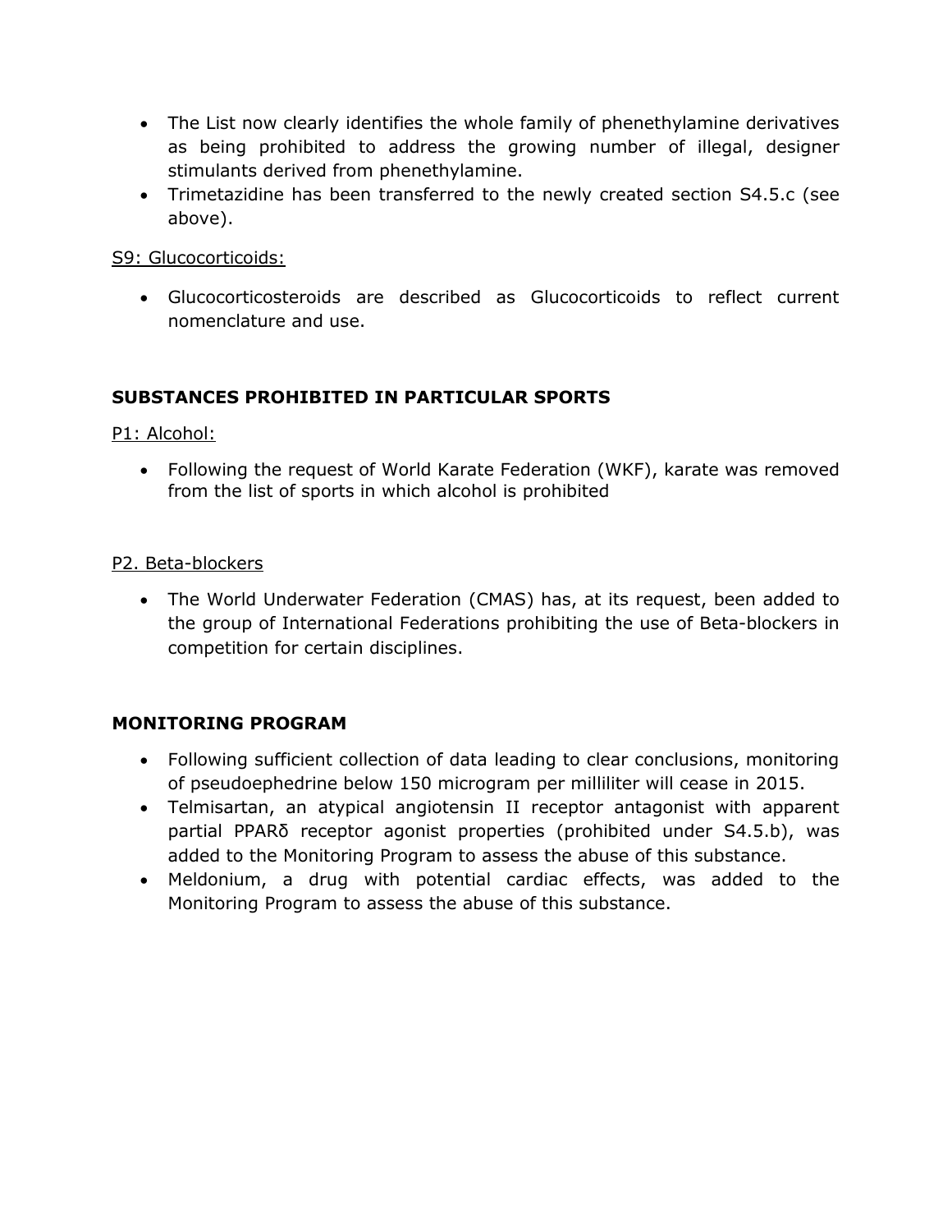- The List now clearly identifies the whole family of phenethylamine derivatives as being prohibited to address the growing number of illegal, designer stimulants derived from phenethylamine.
- Trimetazidine has been transferred to the newly created section S4.5.c (see above).

S9: Glucocorticoids:

- Glucocorticosteroids are described as Glucocorticoids to reflect current nomenclature and use.

## SUBSTANCES PROHIBITED IN PARTICULAR SPORTS

P1: Alcohol:

- Following the request of World Karate Federation (WKF), karate was removed from the list of sports in which alcohol is prohibited

P2. Beta-blockers

- The World Underwater Federation (CMAS) has, at its request, been added to the group of International Federations prohibiting the use of Beta-blockers in competition for certain disciplines.

## MONITORING PROGRAM

- Following sufficient collection of data leading to clear conclusions, monitoring of pseudoephedrine below 150 microgram per milliliter will cease in 2015.
- Telmisartan, an atypical angiotensin II receptor antagonist with apparent partial PPARδ receptor agonist properties (prohibited under S4.5.b), was added to the Monitoring Program to assess the abuse of this substance.
- Meldonium, a drug with potential cardiac effects, was added to the Monitoring Program to assess the abuse of this substance.